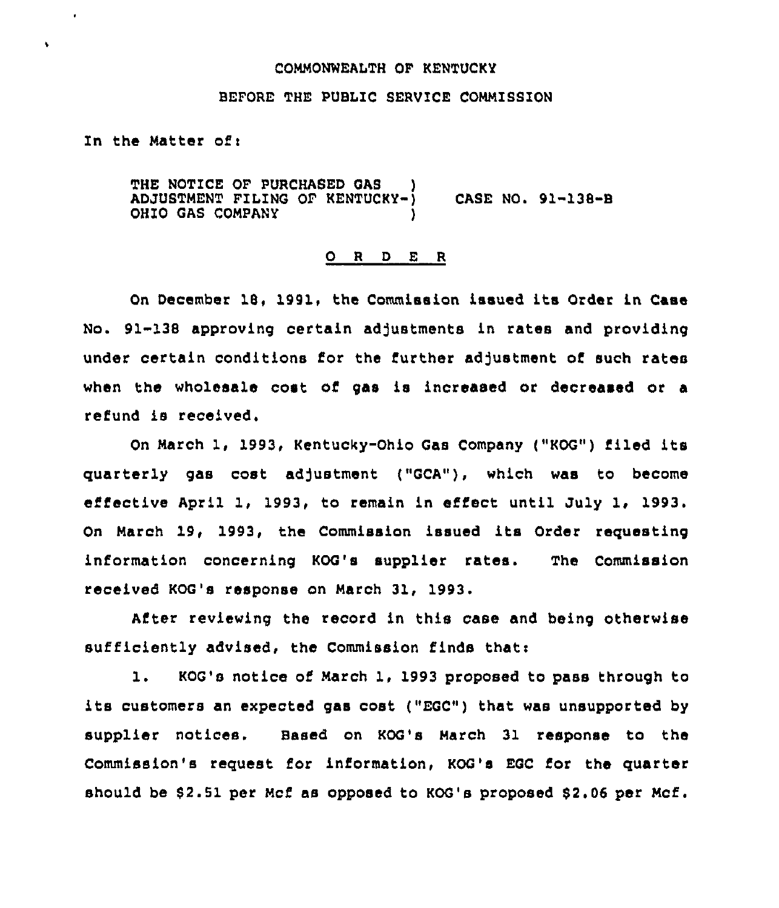COMMONWEALTH OF KENTUCKY

BEFORE THE PUBLIC SERVICE COMMISSION

In the Matter of:

THE NOTICE OF PURCHASED GAS ADJUSTMENT FILING OF KENTUCKY-OHIO GAS COMPANY ) CASE NO. 91-138-B

## O R D E R

On December 18, 1991, the Commission issued its Order in Case No. 91-138 approving certain adjustments in rates and providing under certain conditions for the further adjustment of such rates when the wholesale cost of gas is increased or decreased or a refund is received.

On March 1, 1993, Kentucky-Ohio Gas Company ("KOG") filed its quarterly gas cost adjustment ("GCA"), which was to become effective April 1, 1993, to remain in effect until July 1, 1993. On March 19, 1993, the Commission issued its Order requesting information concerning KOG's supplier rates. The Commission received KOG's response on March 31, 1993.

After reviewing the record in this case and being otherwise sufficiently advised, the Commission finds that:

1. KOG's notice of March 1, 1993 proposed to pass through to its customers an expected gas cost ("EGC") that was unsupported by supplier notices. Based on KOG's March 31 response to the Commission's request for information, KOG's EGC for the quarter should be $2.51 per Mcf as opposed to KOG's proposed $2.06 per Mcf.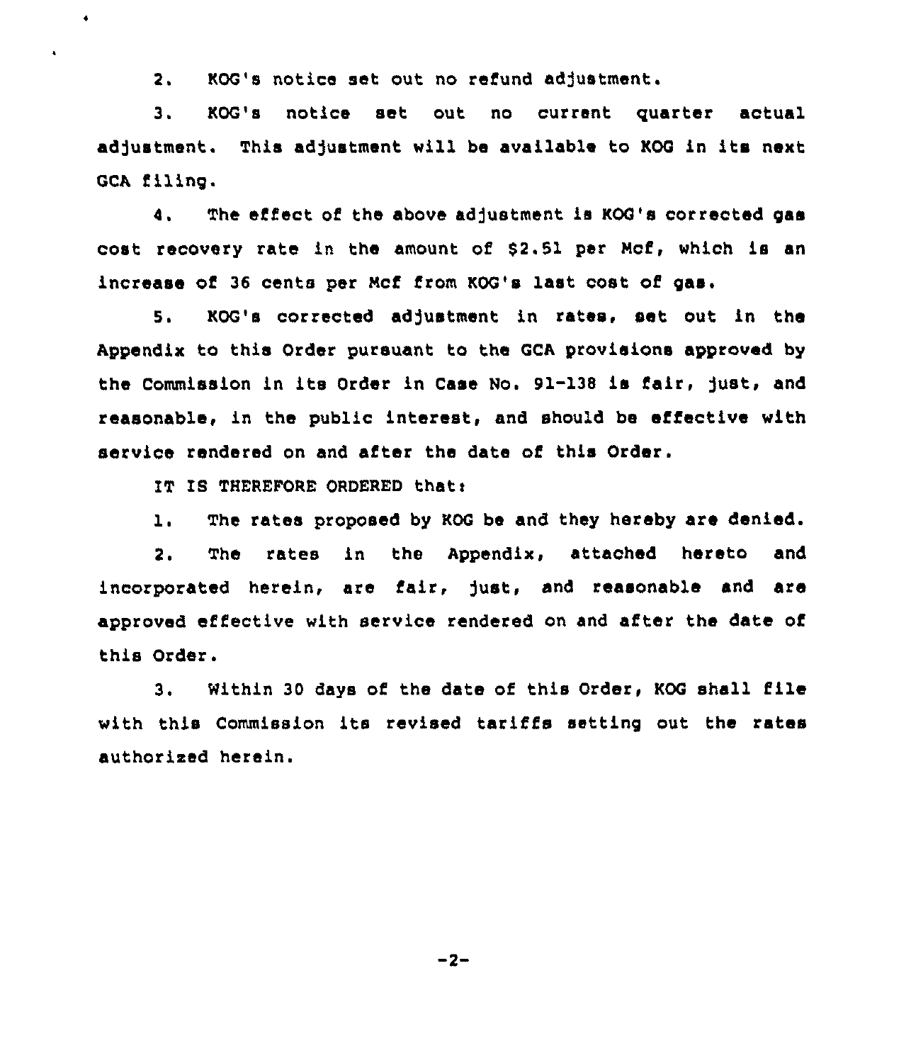2. KOG's notice set out no refund adjustment.

3. KOG's notice set out no current quarter actual adjustment. This adjustment will be available to KOG in its next GCA filing.

4. The effect of the above adjustment is KOG's corrected gas cost recovery rate in the amount of $2.51 per Mcf, which is an increase of 36 cents per Mcf from KOG's last cost of gas.

5. KOG's corrected adjustment in rates, set out in the Appendix to this Order pursuant to the GCA provisions approved by the Commission in its Order in Case No. 91-138 is fair, just, and reasonable, in the public interest, and should be effective with service rendered on and after the date of this Order.

IT IS THEREFORE ORDERED that:

1. The rates proposed by KOG be and they hereby are denied.

2. The rates in the Appendix, attached hereto and incorporated herein, are fair, just, and reasonable and are approved effective with service rendered on and after the date of this Order.

3. Within 30 days of the date of this Order, KOG shall file with this Commission its revised tariffs setting out the rates authorized herein.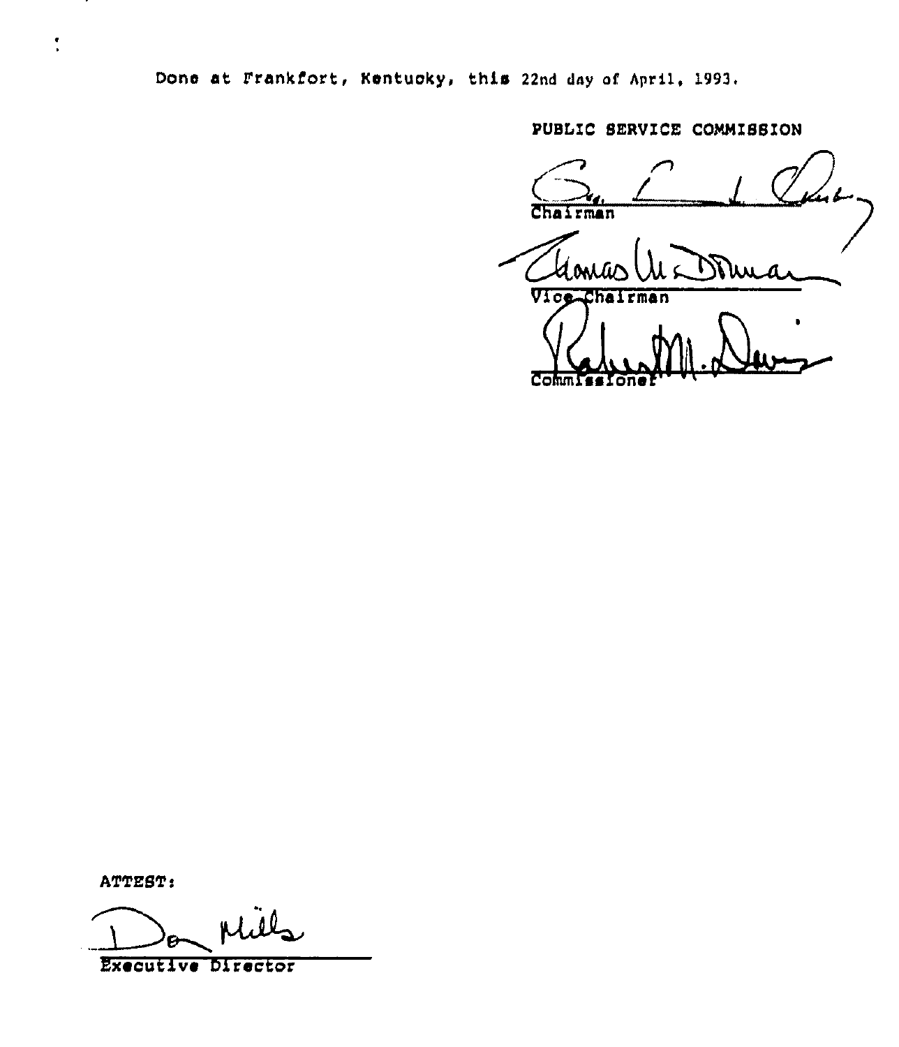Done at Frankfort, Kentucky, this 22nd day of April, 1993.

PUBLIC SERVICE COMMISSION

Chairman

Vice Chairman

Commissioner

ATTEST:

Executive Director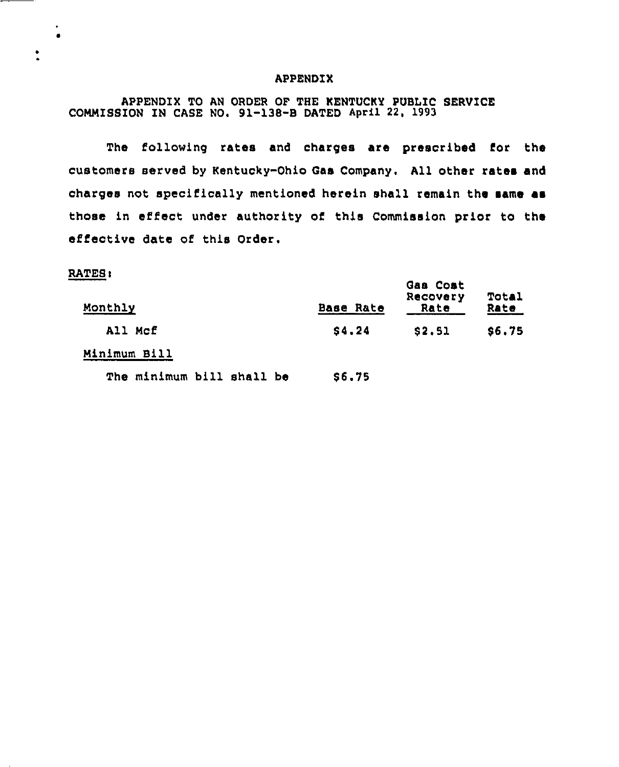# APPENDIX

APPENDIX TO AN ORDER OF THE KENTUCKY PUBLIC SERVICE COMMISSION IN CASE NO. 91-138-B DATED April 22, 1993

The following rates and charges are prescribed for the customers served by Kentucky-Ohio Gas Company. All other rates and charges not specifically mentioned herein shall remain the same as those in effect under authority of this Commission prior to the effective date of this Order.

RATES:

| Monthly | Base Rate | Gas Cost Recovery Rate | Total Rate |
|---|---|---|---|
| All Mcf | $4.24 | $2.51 | $6.75 |

Minimum Bill

The minimum bill shall be $6.75